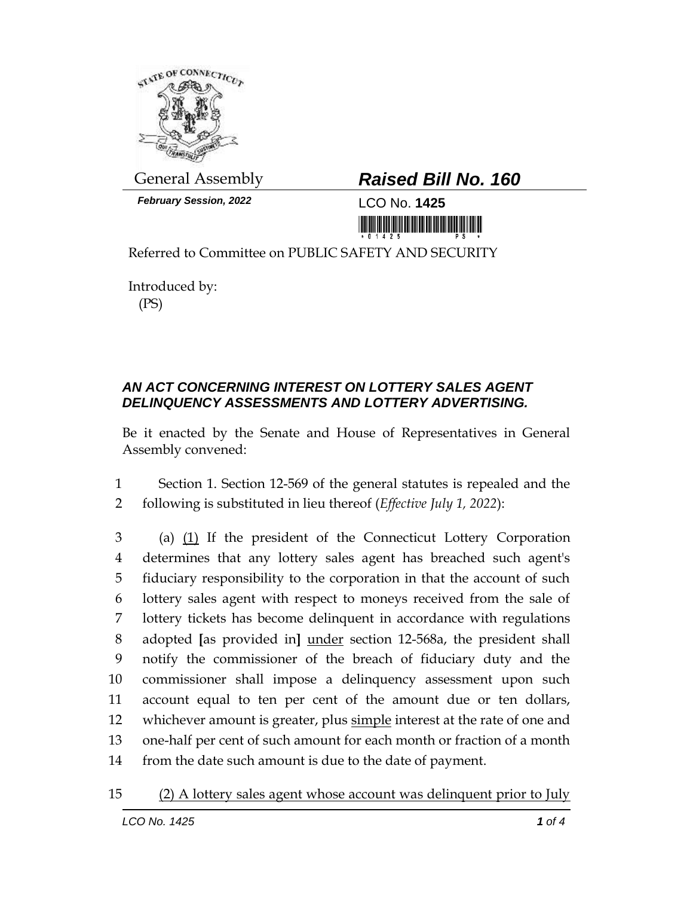General Assembly

***Raised Bill No. 160***

***February Session, 2022***

LCO No. **1425**

Referred to Committee on PUBLIC SAFETY AND SECURITY

Introduced by:
(PS)

## *AN ACT CONCERNING INTEREST ON LOTTERY SALES AGENT DELINQUENCY ASSESSMENTS AND LOTTERY ADVERTISING.*

Be it enacted by the Senate and House of Representatives in General Assembly convened:

1 Section 1. Section 12-569 of the general statutes is repealed and the
2 following is substituted in lieu thereof (*Effective July 1, 2022*):

3 (a) <u>(1)</u> If the president of the Connecticut Lottery Corporation
4 determines that any lottery sales agent has breached such agent's
5 fiduciary responsibility to the corporation in that the account of such
6 lottery sales agent with respect to moneys received from the sale of
7 lottery tickets has become delinquent in accordance with regulations
8 adopted **[**as provided in**]** <u>under</u> section 12-568a, the president shall
9 notify the commissioner of the breach of fiduciary duty and the
10 commissioner shall impose a delinquency assessment upon such
11 account equal to ten per cent of the amount due or ten dollars,
12 whichever amount is greater, plus <u>simple</u> interest at the rate of one and
13 one-half per cent of such amount for each month or fraction of a month
14 from the date such amount is due to the date of payment.

15 <u>(2) A lottery sales agent whose account was delinquent prior to July</u>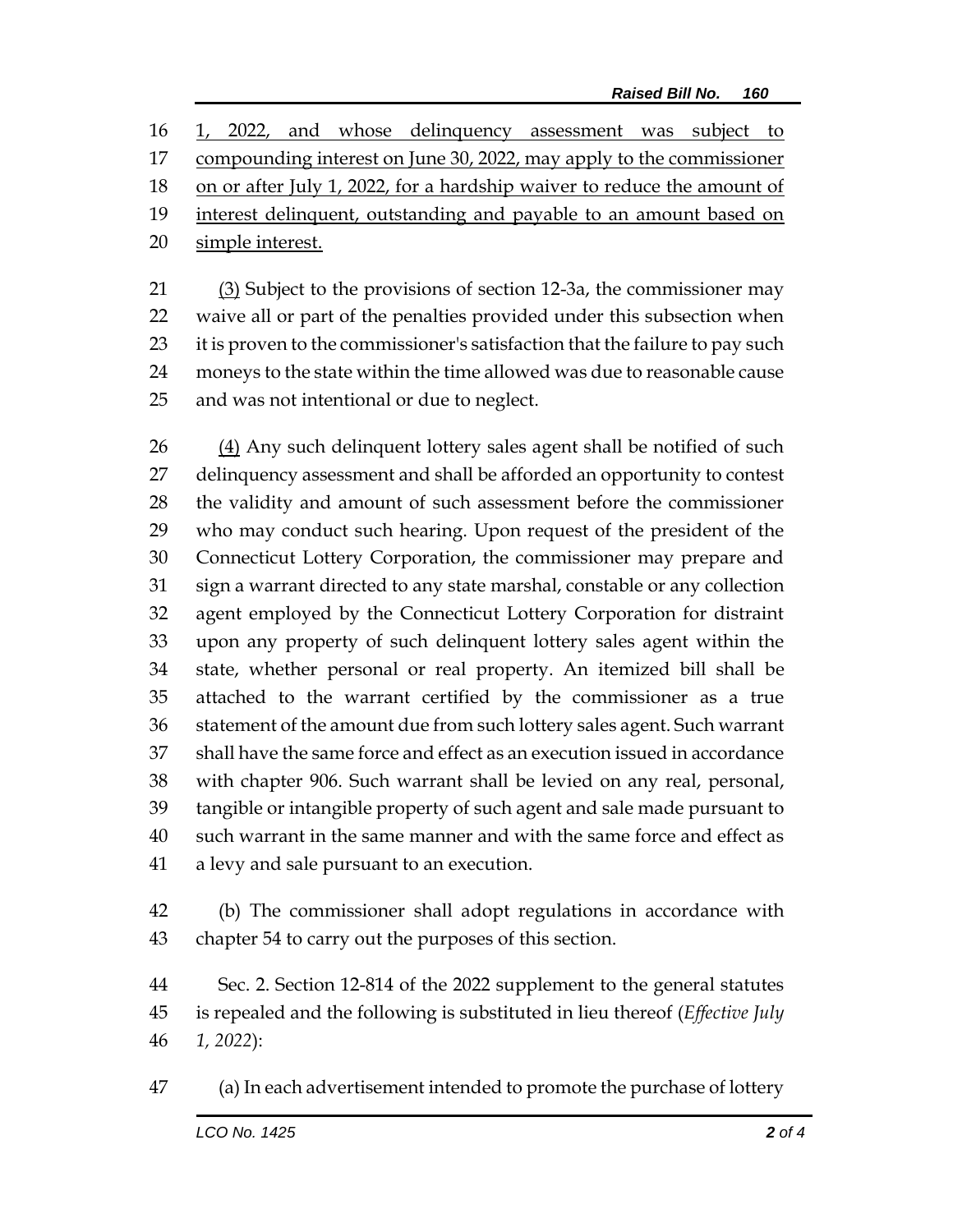1, 2022, and whose delinquency assessment was subject to compounding interest on June 30, 2022, may apply to the commissioner on or after July 1, 2022, for a hardship waiver to reduce the amount of interest delinquent, outstanding and payable to an amount based on simple interest.

(3) Subject to the provisions of section 12-3a, the commissioner may waive all or part of the penalties provided under this subsection when it is proven to the commissioner's satisfaction that the failure to pay such moneys to the state within the time allowed was due to reasonable cause and was not intentional or due to neglect.

(4) Any such delinquent lottery sales agent shall be notified of such delinquency assessment and shall be afforded an opportunity to contest the validity and amount of such assessment before the commissioner who may conduct such hearing. Upon request of the president of the Connecticut Lottery Corporation, the commissioner may prepare and sign a warrant directed to any state marshal, constable or any collection agent employed by the Connecticut Lottery Corporation for distraint upon any property of such delinquent lottery sales agent within the state, whether personal or real property. An itemized bill shall be attached to the warrant certified by the commissioner as a true statement of the amount due from such lottery sales agent. Such warrant shall have the same force and effect as an execution issued in accordance with chapter 906. Such warrant shall be levied on any real, personal, tangible or intangible property of such agent and sale made pursuant to such warrant in the same manner and with the same force and effect as a levy and sale pursuant to an execution.

(b) The commissioner shall adopt regulations in accordance with chapter 54 to carry out the purposes of this section.

Sec. 2. Section 12-814 of the 2022 supplement to the general statutes is repealed and the following is substituted in lieu thereof (*Effective July 1, 2022*):

(a) In each advertisement intended to promote the purchase of lottery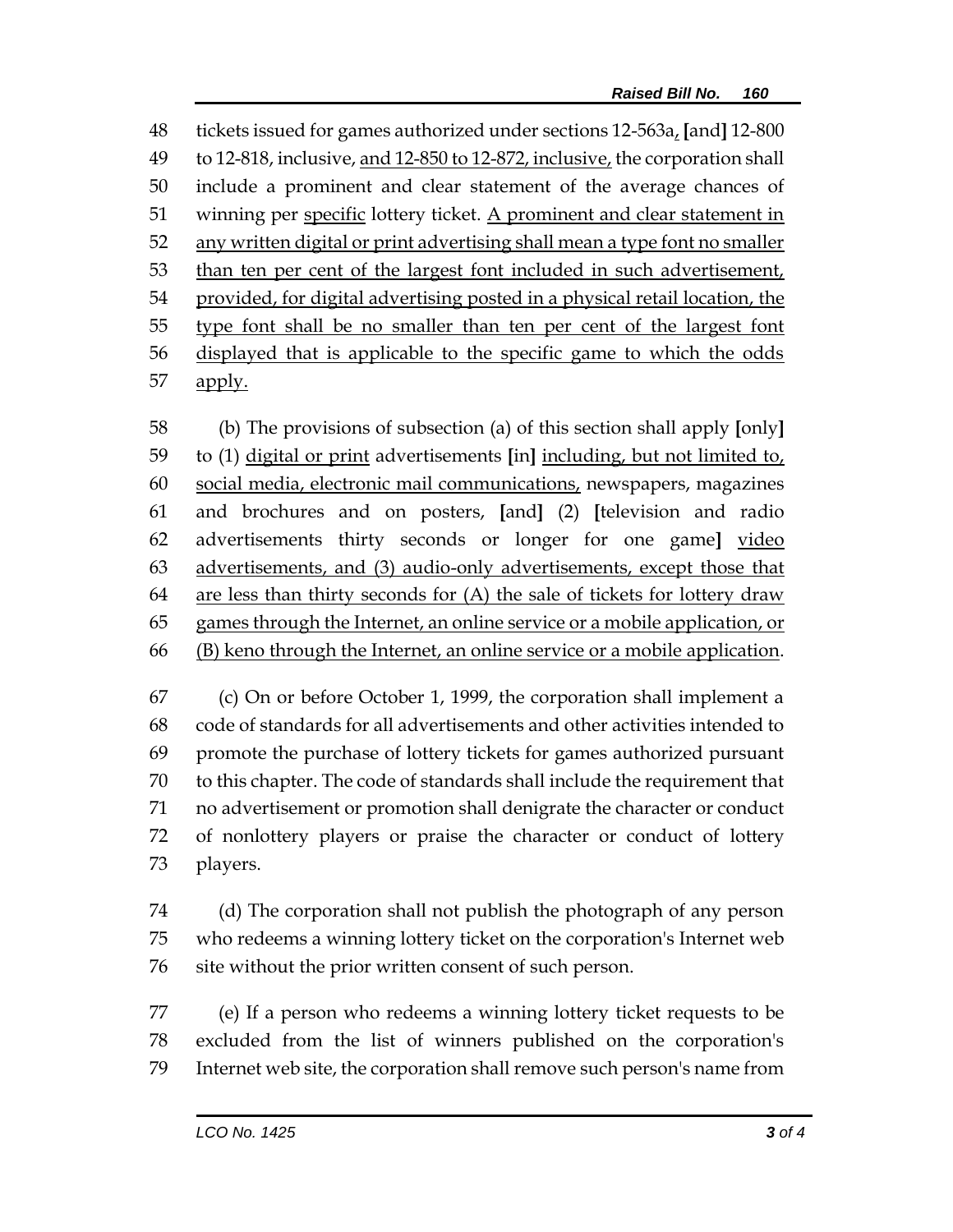tickets issued for games authorized under sections 12-563a, [and] 12-800 to 12-818, inclusive, <u>and 12-850 to 12-872, inclusive,</u> the corporation shall include a prominent and clear statement of the average chances of winning per <u>specific</u> lottery ticket. <u>A prominent and clear statement in any written digital or print advertising shall mean a type font no smaller than ten per cent of the largest font included in such advertisement, provided, for digital advertising posted in a physical retail location, the type font shall be no smaller than ten per cent of the largest font displayed that is applicable to the specific game to which the odds apply.</u>

(b) The provisions of subsection (a) of this section shall apply [only] to (1) <u>digital or print</u> advertisements [in] <u>including, but not limited to, social media, electronic mail communications,</u> newspapers, magazines and brochures and on posters, [and] (2) [television and radio advertisements thirty seconds or longer for one game] <u>video advertisements, and (3) audio-only advertisements, except those that are less than thirty seconds for (A) the sale of tickets for lottery draw games through the Internet, an online service or a mobile application, or (B) keno through the Internet, an online service or a mobile application</u>.

(c) On or before October 1, 1999, the corporation shall implement a code of standards for all advertisements and other activities intended to promote the purchase of lottery tickets for games authorized pursuant to this chapter. The code of standards shall include the requirement that no advertisement or promotion shall denigrate the character or conduct of nonlottery players or praise the character or conduct of lottery players.

(d) The corporation shall not publish the photograph of any person who redeems a winning lottery ticket on the corporation's Internet web site without the prior written consent of such person.

(e) If a person who redeems a winning lottery ticket requests to be excluded from the list of winners published on the corporation's Internet web site, the corporation shall remove such person's name from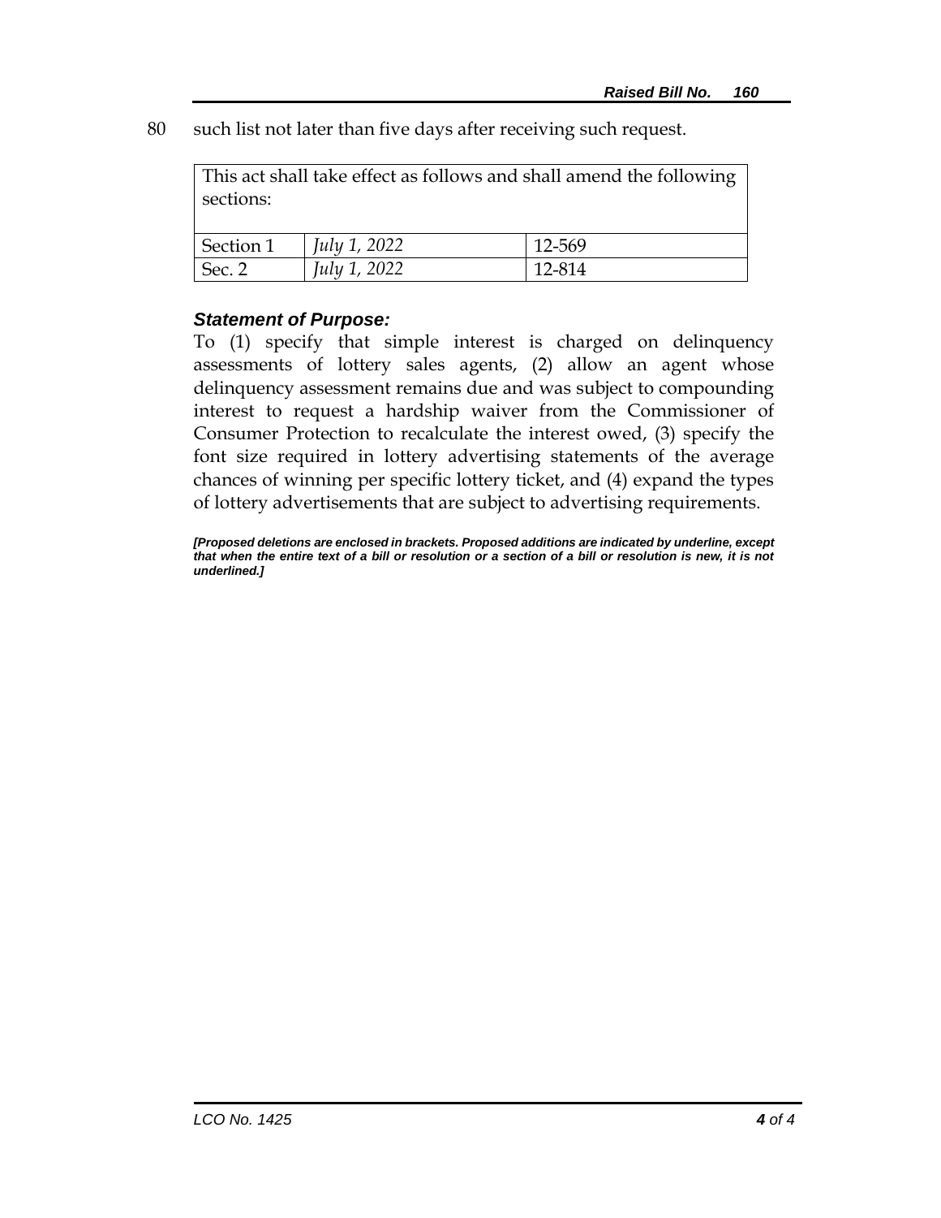80 such list not later than five days after receiving such request.

| This act shall take effect as follows and shall amend the following sections: | | |
|---|---|---|
| Section 1 | *July 1, 2022* | 12-569 |
| Sec. 2 | *July 1, 2022* | 12-814 |

***Statement of Purpose:***

To (1) specify that simple interest is charged on delinquency assessments of lottery sales agents, (2) allow an agent whose delinquency assessment remains due and was subject to compounding interest to request a hardship waiver from the Commissioner of Consumer Protection to recalculate the interest owed, (3) specify the font size required in lottery advertising statements of the average chances of winning per specific lottery ticket, and (4) expand the types of lottery advertisements that are subject to advertising requirements.

***[Proposed deletions are enclosed in brackets. Proposed additions are indicated by underline, except that when the entire text of a bill or resolution or a section of a bill or resolution is new, it is not underlined.]***